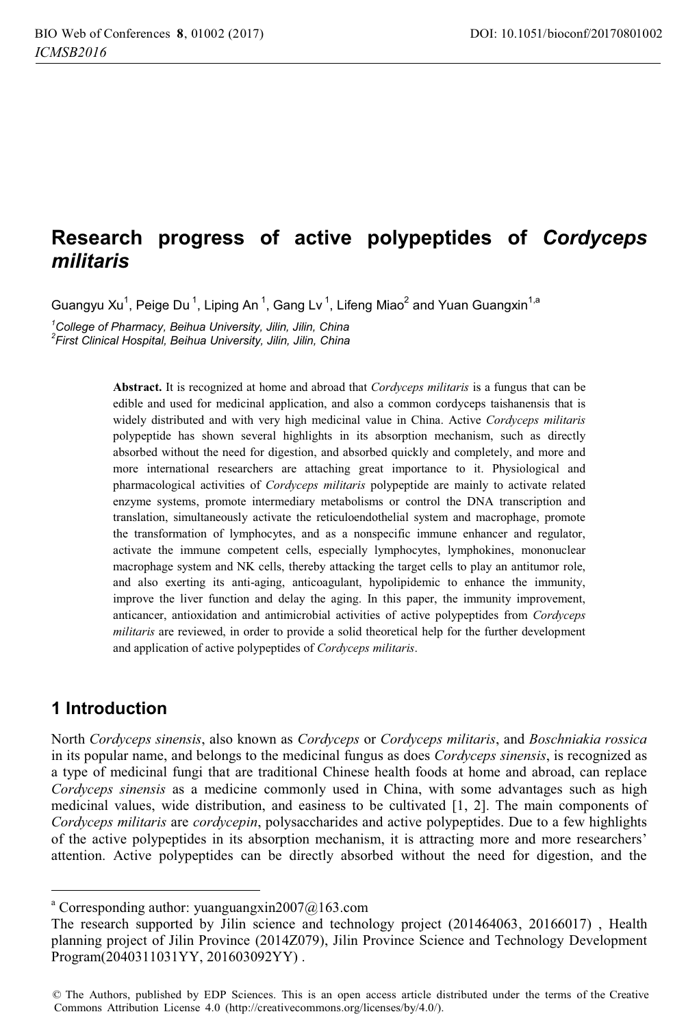# Research progress of active polypeptides of *Cordyceps militaris*

Guangyu Xu[1], Peige Du [1], Liping An [1], Gang Lv [1], Lifeng Miao[2] and Yuan Guangxin[1,a]

[1]*College of Pharmacy, Beihua University, Jilin, Jilin, China*
[2]*First Clinical Hospital, Beihua University, Jilin, Jilin, China*

**Abstract.** It is recognized at home and abroad that *Cordyceps militaris* is a fungus that can be edible and used for medicinal application, and also a common cordyceps taishanensis that is widely distributed and with very high medicinal value in China. Active *Cordyceps militaris* polypeptide has shown several highlights in its absorption mechanism, such as directly absorbed without the need for digestion, and absorbed quickly and completely, and more and more international researchers are attaching great importance to it. Physiological and pharmacological activities of *Cordyceps militaris* polypeptide are mainly to activate related enzyme systems, promote intermediary metabolisms or control the DNA transcription and translation, simultaneously activate the reticuloendothelial system and macrophage, promote the transformation of lymphocytes, and as a nonspecific immune enhancer and regulator, activate the immune competent cells, especially lymphocytes, lymphokines, mononuclear macrophage system and NK cells, thereby attacking the target cells to play an antitumor role, and also exerting its anti-aging, anticoagulant, hypolipidemic to enhance the immunity, improve the liver function and delay the aging. In this paper, the immunity improvement, anticancer, antioxidation and antimicrobial activities of active polypeptides from *Cordyceps militaris* are reviewed, in order to provide a solid theoretical help for the further development and application of active polypeptides of *Cordyceps militaris*.

## 1 Introduction

North *Cordyceps sinensis*, also known as *Cordyceps* or *Cordyceps militaris*, and *Boschniakia rossica* in its popular name, and belongs to the medicinal fungus as does *Cordyceps sinensis*, is recognized as a type of medicinal fungi that are traditional Chinese health foods at home and abroad, can replace *Cordyceps sinensis* as a medicine commonly used in China, with some advantages such as high medicinal values, wide distribution, and easiness to be cultivated [1, 2]. The main components of *Cordyceps militaris* are *cordycepin*, polysaccharides and active polypeptides. Due to a few highlights of the active polypeptides in its absorption mechanism, it is attracting more and more researchers' attention. Active polypeptides can be directly absorbed without the need for digestion, and the

---

[a] Corresponding author: yuanguangxin2007@163.com

The research supported by Jilin science and technology project (201464063, 20166017) , Health planning project of Jilin Province (2014Z079), Jilin Province Science and Technology Development Program(2040311031YY, 201603092YY) .

© The Authors, published by EDP Sciences. This is an open access article distributed under the terms of the Creative Commons Attribution License 4.0 (http://creativecommons.org/licenses/by/4.0/).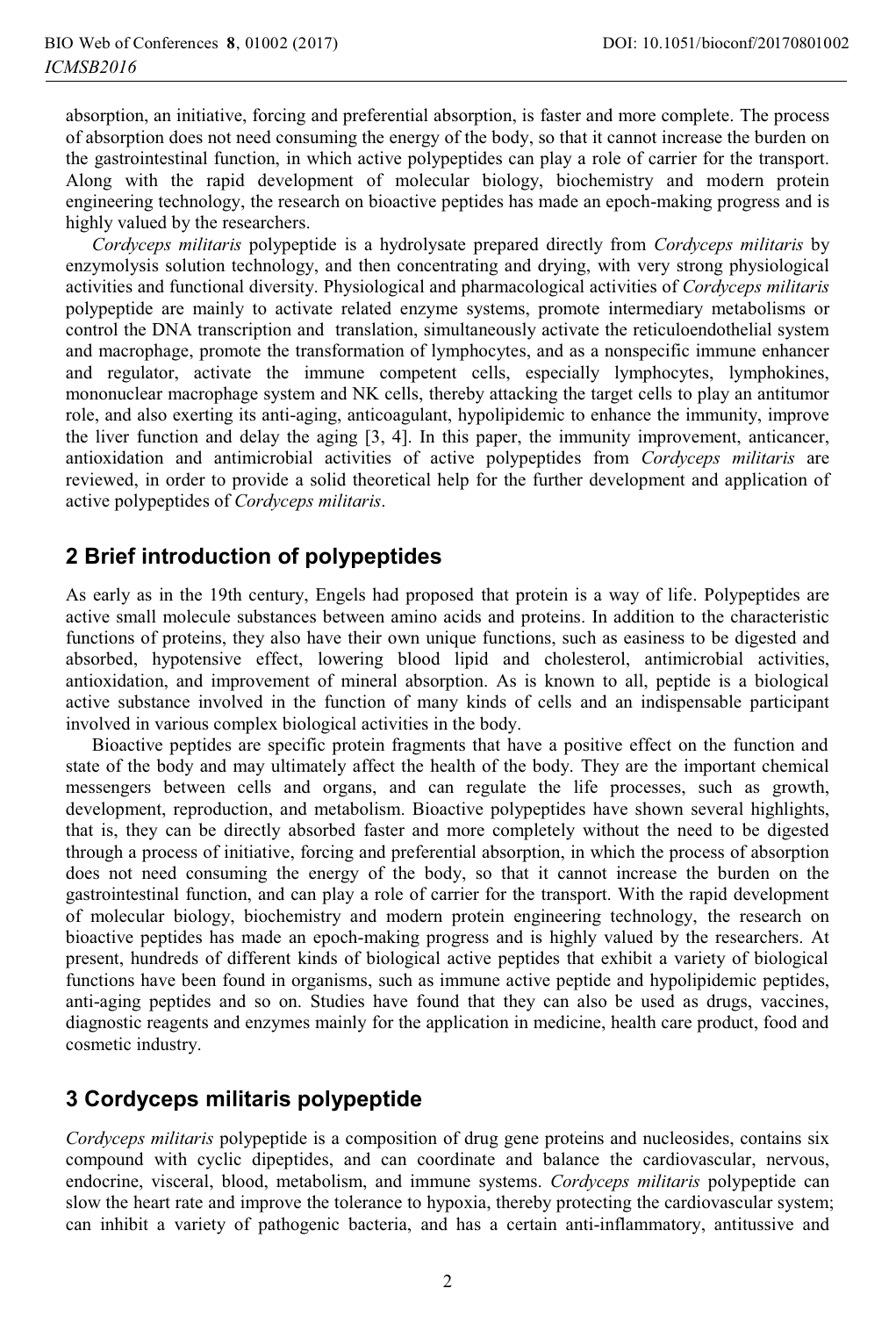absorption, an initiative, forcing and preferential absorption, is faster and more complete. The process of absorption does not need consuming the energy of the body, so that it cannot increase the burden on the gastrointestinal function, in which active polypeptides can play a role of carrier for the transport. Along with the rapid development of molecular biology, biochemistry and modern protein engineering technology, the research on bioactive peptides has made an epoch-making progress and is highly valued by the researchers.

*Cordyceps militaris* polypeptide is a hydrolysate prepared directly from *Cordyceps militaris* by enzymolysis solution technology, and then concentrating and drying, with very strong physiological activities and functional diversity. Physiological and pharmacological activities of *Cordyceps militaris* polypeptide are mainly to activate related enzyme systems, promote intermediary metabolisms or control the DNA transcription and translation, simultaneously activate the reticuloendothelial system and macrophage, promote the transformation of lymphocytes, and as a nonspecific immune enhancer and regulator, activate the immune competent cells, especially lymphocytes, lymphokines, mononuclear macrophage system and NK cells, thereby attacking the target cells to play an antitumor role, and also exerting its anti-aging, anticoagulant, hypolipidemic to enhance the immunity, improve the liver function and delay the aging [3, 4]. In this paper, the immunity improvement, anticancer, antioxidation and antimicrobial activities of active polypeptides from *Cordyceps militaris* are reviewed, in order to provide a solid theoretical help for the further development and application of active polypeptides of *Cordyceps militaris*.

## 2 Brief introduction of polypeptides

As early as in the 19th century, Engels had proposed that protein is a way of life. Polypeptides are active small molecule substances between amino acids and proteins. In addition to the characteristic functions of proteins, they also have their own unique functions, such as easiness to be digested and absorbed, hypotensive effect, lowering blood lipid and cholesterol, antimicrobial activities, antioxidation, and improvement of mineral absorption. As is known to all, peptide is a biological active substance involved in the function of many kinds of cells and an indispensable participant involved in various complex biological activities in the body.

Bioactive peptides are specific protein fragments that have a positive effect on the function and state of the body and may ultimately affect the health of the body. They are the important chemical messengers between cells and organs, and can regulate the life processes, such as growth, development, reproduction, and metabolism. Bioactive polypeptides have shown several highlights, that is, they can be directly absorbed faster and more completely without the need to be digested through a process of initiative, forcing and preferential absorption, in which the process of absorption does not need consuming the energy of the body, so that it cannot increase the burden on the gastrointestinal function, and can play a role of carrier for the transport. With the rapid development of molecular biology, biochemistry and modern protein engineering technology, the research on bioactive peptides has made an epoch-making progress and is highly valued by the researchers. At present, hundreds of different kinds of biological active peptides that exhibit a variety of biological functions have been found in organisms, such as immune active peptide and hypolipidemic peptides, anti-aging peptides and so on. Studies have found that they can also be used as drugs, vaccines, diagnostic reagents and enzymes mainly for the application in medicine, health care product, food and cosmetic industry.

## 3 Cordyceps militaris polypeptide

*Cordyceps militaris* polypeptide is a composition of drug gene proteins and nucleosides, contains six compound with cyclic dipeptides, and can coordinate and balance the cardiovascular, nervous, endocrine, visceral, blood, metabolism, and immune systems. *Cordyceps militaris* polypeptide can slow the heart rate and improve the tolerance to hypoxia, thereby protecting the cardiovascular system; can inhibit a variety of pathogenic bacteria, and has a certain anti-inflammatory, antitussive and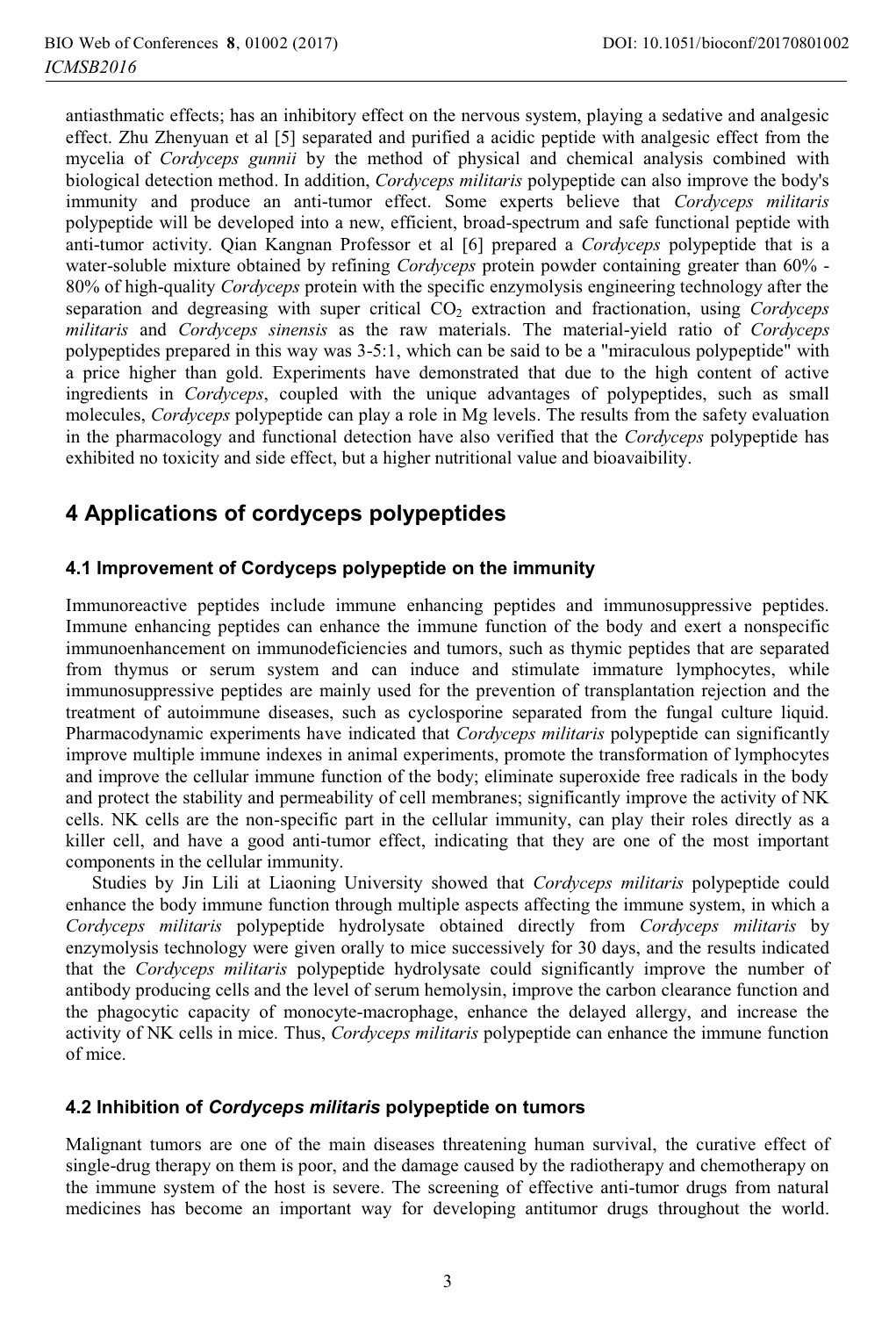antiasthmatic effects; has an inhibitory effect on the nervous system, playing a sedative and analgesic effect. Zhu Zhenyuan et al [5] separated and purified a acidic peptide with analgesic effect from the mycelia of *Cordyceps gunnii* by the method of physical and chemical analysis combined with biological detection method. In addition, *Cordyceps militaris* polypeptide can also improve the body's immunity and produce an anti-tumor effect. Some experts believe that *Cordyceps militaris* polypeptide will be developed into a new, efficient, broad-spectrum and safe functional peptide with anti-tumor activity. Qian Kangnan Professor et al [6] prepared a *Cordyceps* polypeptide that is a water-soluble mixture obtained by refining *Cordyceps* protein powder containing greater than 60% - 80% of high-quality *Cordyceps* protein with the specific enzymolysis engineering technology after the separation and degreasing with super critical $CO_2$ extraction and fractionation, using *Cordyceps militaris* and *Cordyceps sinensis* as the raw materials. The material-yield ratio of *Cordyceps* polypeptides prepared in this way was 3-5:1, which can be said to be a "miraculous polypeptide" with a price higher than gold. Experiments have demonstrated that due to the high content of active ingredients in *Cordyceps*, coupled with the unique advantages of polypeptides, such as small molecules, *Cordyceps* polypeptide can play a role in Mg levels. The results from the safety evaluation in the pharmacology and functional detection have also verified that the *Cordyceps* polypeptide has exhibited no toxicity and side effect, but a higher nutritional value and bioavaibility.

## 4 Applications of cordyceps polypeptides

### 4.1 Improvement of Cordyceps polypeptide on the immunity

Immunoreactive peptides include immune enhancing peptides and immunosuppressive peptides. Immune enhancing peptides can enhance the immune function of the body and exert a nonspecific immunoenhancement on immunodeficiencies and tumors, such as thymic peptides that are separated from thymus or serum system and can induce and stimulate immature lymphocytes, while immunosuppressive peptides are mainly used for the prevention of transplantation rejection and the treatment of autoimmune diseases, such as cyclosporine separated from the fungal culture liquid. Pharmacodynamic experiments have indicated that *Cordyceps militaris* polypeptide can significantly improve multiple immune indexes in animal experiments, promote the transformation of lymphocytes and improve the cellular immune function of the body; eliminate superoxide free radicals in the body and protect the stability and permeability of cell membranes; significantly improve the activity of NK cells. NK cells are the non-specific part in the cellular immunity, can play their roles directly as a killer cell, and have a good anti-tumor effect, indicating that they are one of the most important components in the cellular immunity.

Studies by Jin Lili at Liaoning University showed that *Cordyceps militaris* polypeptide could enhance the body immune function through multiple aspects affecting the immune system, in which a *Cordyceps militaris* polypeptide hydrolysate obtained directly from *Cordyceps militaris* by enzymolysis technology were given orally to mice successively for 30 days, and the results indicated that the *Cordyceps militaris* polypeptide hydrolysate could significantly improve the number of antibody producing cells and the level of serum hemolysin, improve the carbon clearance function and the phagocytic capacity of monocyte-macrophage, enhance the delayed allergy, and increase the activity of NK cells in mice. Thus, *Cordyceps militaris* polypeptide can enhance the immune function of mice.

### 4.2 Inhibition of *Cordyceps militaris* polypeptide on tumors

Malignant tumors are one of the main diseases threatening human survival, the curative effect of single-drug therapy on them is poor, and the damage caused by the radiotherapy and chemotherapy on the immune system of the host is severe. The screening of effective anti-tumor drugs from natural medicines has become an important way for developing antitumor drugs throughout the world.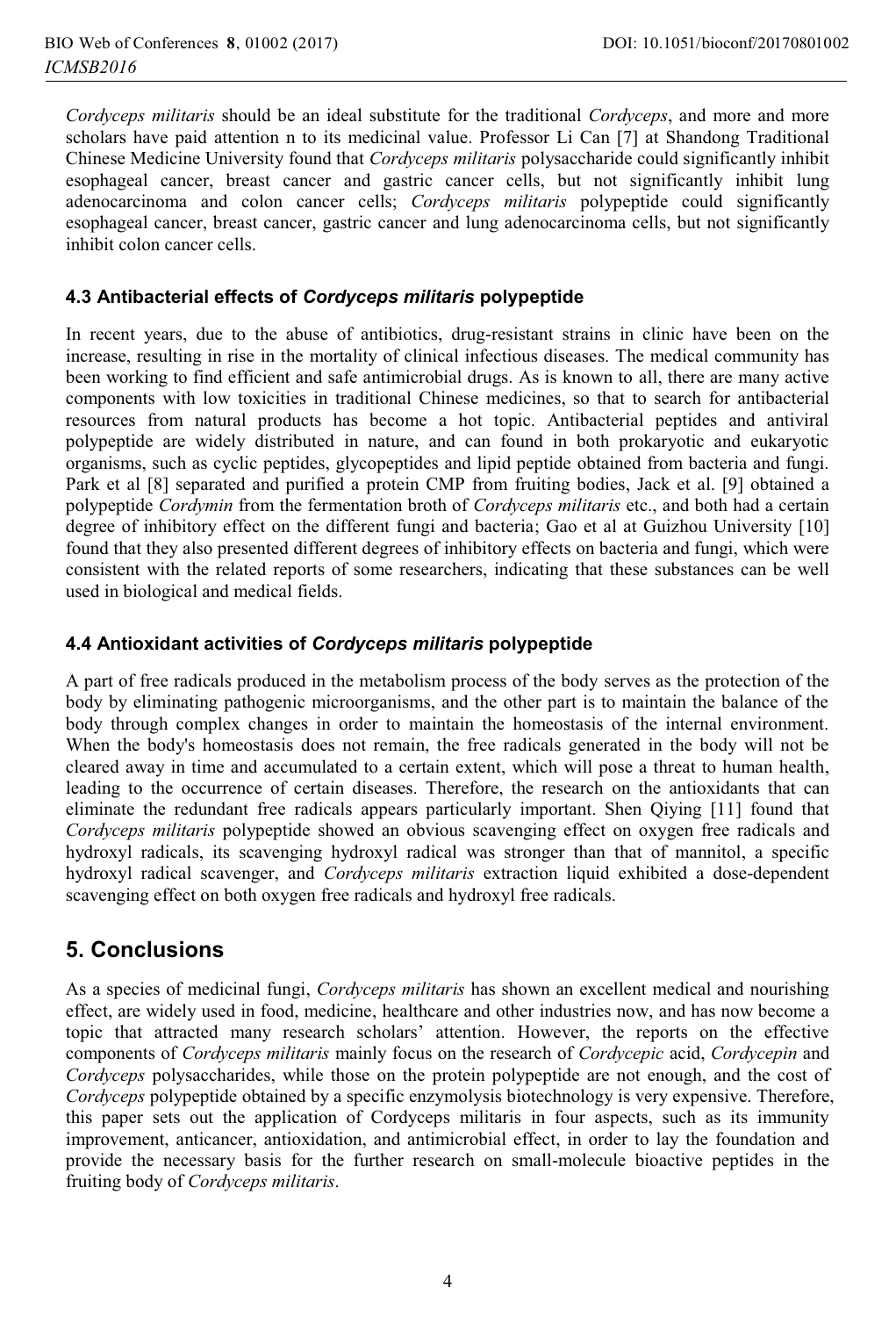*Cordyceps militaris* should be an ideal substitute for the traditional *Cordyceps*, and more and more scholars have paid attention n to its medicinal value. Professor Li Can [7] at Shandong Traditional Chinese Medicine University found that *Cordyceps militaris* polysaccharide could significantly inhibit esophageal cancer, breast cancer and gastric cancer cells, but not significantly inhibit lung adenocarcinoma and colon cancer cells; *Cordyceps militaris* polypeptide could significantly esophageal cancer, breast cancer, gastric cancer and lung adenocarcinoma cells, but not significantly inhibit colon cancer cells.

### 4.3 Antibacterial effects of *Cordyceps militaris* polypeptide

In recent years, due to the abuse of antibiotics, drug-resistant strains in clinic have been on the increase, resulting in rise in the mortality of clinical infectious diseases. The medical community has been working to find efficient and safe antimicrobial drugs. As is known to all, there are many active components with low toxicities in traditional Chinese medicines, so that to search for antibacterial resources from natural products has become a hot topic. Antibacterial peptides and antiviral polypeptide are widely distributed in nature, and can found in both prokaryotic and eukaryotic organisms, such as cyclic peptides, glycopeptides and lipid peptide obtained from bacteria and fungi. Park et al [8] separated and purified a protein CMP from fruiting bodies, Jack et al. [9] obtained a polypeptide *Cordymin* from the fermentation broth of *Cordyceps militaris* etc., and both had a certain degree of inhibitory effect on the different fungi and bacteria; Gao et al at Guizhou University [10] found that they also presented different degrees of inhibitory effects on bacteria and fungi, which were consistent with the related reports of some researchers, indicating that these substances can be well used in biological and medical fields.

### 4.4 Antioxidant activities of *Cordyceps militaris* polypeptide

A part of free radicals produced in the metabolism process of the body serves as the protection of the body by eliminating pathogenic microorganisms, and the other part is to maintain the balance of the body through complex changes in order to maintain the homeostasis of the internal environment. When the body's homeostasis does not remain, the free radicals generated in the body will not be cleared away in time and accumulated to a certain extent, which will pose a threat to human health, leading to the occurrence of certain diseases. Therefore, the research on the antioxidants that can eliminate the redundant free radicals appears particularly important. Shen Qiying [11] found that *Cordyceps militaris* polypeptide showed an obvious scavenging effect on oxygen free radicals and hydroxyl radicals, its scavenging hydroxyl radical was stronger than that of mannitol, a specific hydroxyl radical scavenger, and *Cordyceps militaris* extraction liquid exhibited a dose-dependent scavenging effect on both oxygen free radicals and hydroxyl free radicals.

## 5. Conclusions

As a species of medicinal fungi, *Cordyceps militaris* has shown an excellent medical and nourishing effect, are widely used in food, medicine, healthcare and other industries now, and has now become a topic that attracted many research scholars' attention. However, the reports on the effective components of *Cordyceps militaris* mainly focus on the research of *Cordycepic* acid, *Cordycepin* and *Cordyceps* polysaccharides, while those on the protein polypeptide are not enough, and the cost of *Cordyceps* polypeptide obtained by a specific enzymolysis biotechnology is very expensive. Therefore, this paper sets out the application of Cordyceps militaris in four aspects, such as its immunity improvement, anticancer, antioxidation, and antimicrobial effect, in order to lay the foundation and provide the necessary basis for the further research on small-molecule bioactive peptides in the fruiting body of *Cordyceps militaris*.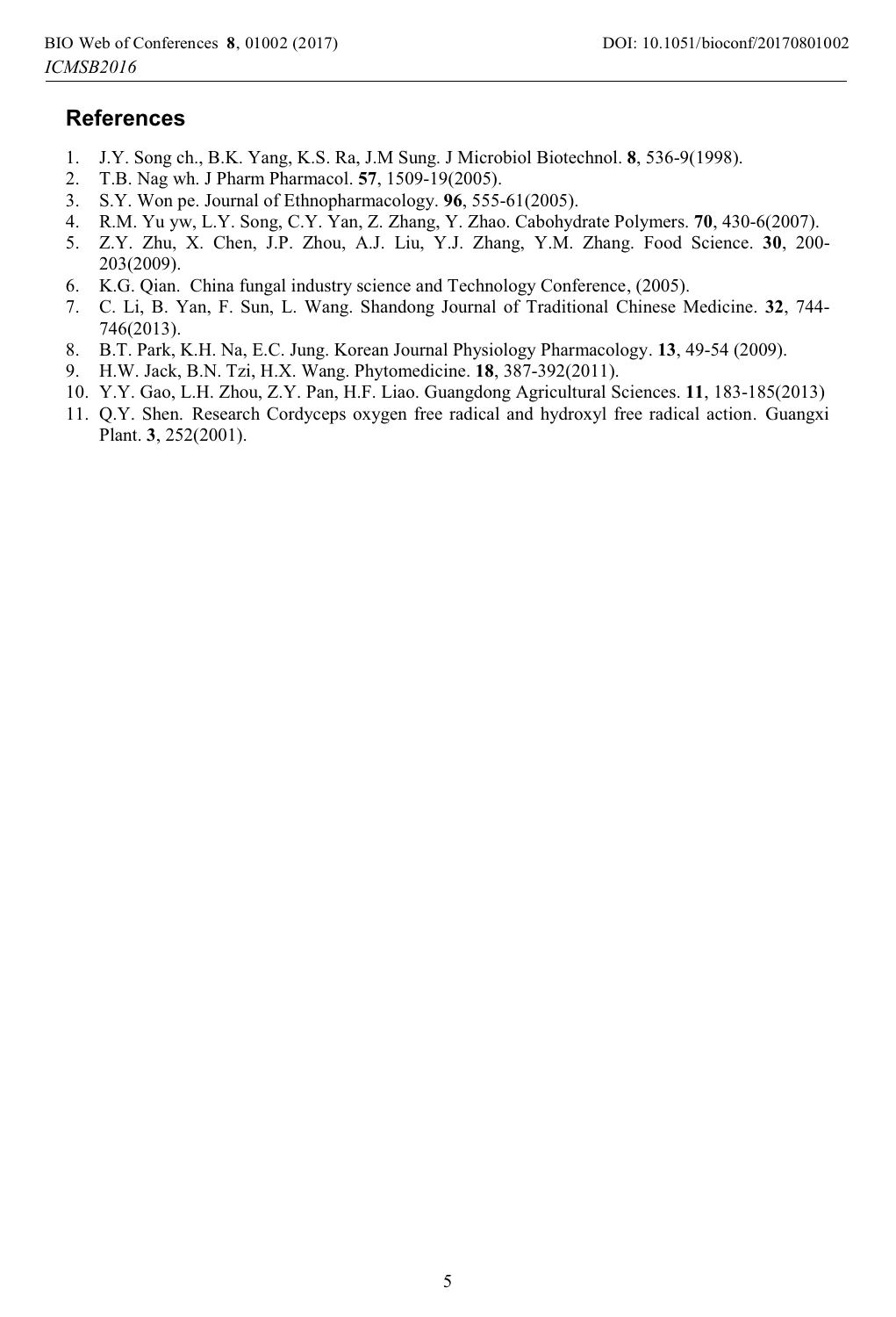## References

1. J.Y. Song ch., B.K. Yang, K.S. Ra, J.M Sung. J Microbiol Biotechnol. **8**, 536-9(1998).
2. T.B. Nag wh. J Pharm Pharmacol. **57**, 1509-19(2005).
3. S.Y. Won pe. Journal of Ethnopharmacology. **96**, 555-61(2005).
4. R.M. Yu yw, L.Y. Song, C.Y. Yan, Z. Zhang, Y. Zhao. Cabohydrate Polymers. **70**, 430-6(2007).
5. Z.Y. Zhu, X. Chen, J.P. Zhou, A.J. Liu, Y.J. Zhang, Y.M. Zhang. Food Science. **30**, 200-203(2009).
6. K.G. Qian. China fungal industry science and Technology Conference, (2005).
7. C. Li, B. Yan, F. Sun, L. Wang. Shandong Journal of Traditional Chinese Medicine. **32**, 744-746(2013).
8. B.T. Park, K.H. Na, E.C. Jung. Korean Journal Physiology Pharmacology. **13**, 49-54 (2009).
9. H.W. Jack, B.N. Tzi, H.X. Wang. Phytomedicine. **18**, 387-392(2011).
10. Y.Y. Gao, L.H. Zhou, Z.Y. Pan, H.F. Liao. Guangdong Agricultural Sciences. **11**, 183-185(2013)
11. Q.Y. Shen. Research Cordyceps oxygen free radical and hydroxyl free radical action. Guangxi Plant. **3**, 252(2001).